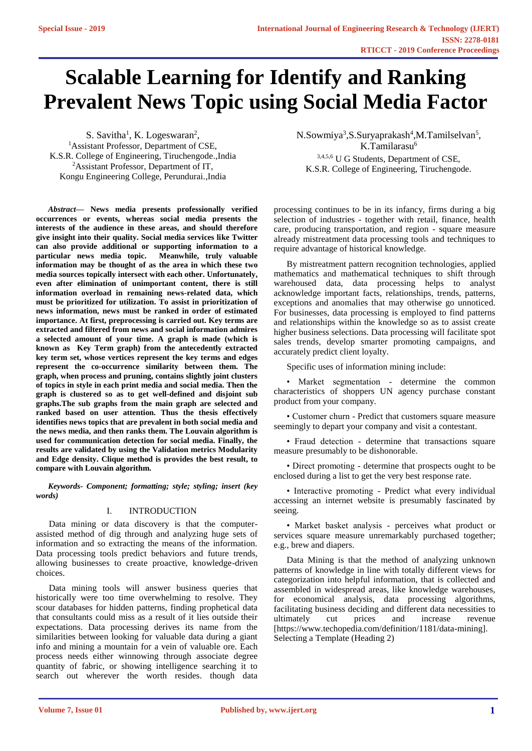# Scalable Learning for Identify and Ranking Prevalent News Topic using Social Media Factor

S. Savitha[1], K. Logeswaran[2],
[1]Assistant Professor, Department of CSE,
K.S.R. College of Engineering, Tiruchengode.,India
[2]Assistant Professor, Department of IT,
Kongu Engineering College, Perundurai.,India

N.Sowmiya[3],S.Suryaprakash[4],M.Tamilselvan[5], K.Tamilarasu[6]
[3,4,5,6] U G Students, Department of CSE,
K.S.R. College of Engineering, Tiruchengode.

***Abstract*— News media presents professionally verified occurrences or events, whereas social media presents the interests of the audience in these areas, and should therefore give insight into their quality. Social media services like Twitter can also provide additional or supporting information to a particular news media topic. Meanwhile, truly valuable information may be thought of as the area in which these two media sources topically intersect with each other. Unfortunately, even after elimination of unimportant content, there is still information overload in remaining news-related data, which must be prioritized for utilization. To assist in prioritization of news information, news must be ranked in order of estimated importance. At first, preprocessing is carried out. Key terms are extracted and filtered from news and social information admires a selected amount of your time. A graph is made (which is known as Key Term graph) from the antecedently extracted key term set, whose vertices represent the key terms and edges represent the co-occurrence similarity between them. The graph, when process and pruning, contains slightly joint clusters of topics in style in each print media and social media. Then the graph is clustered so as to get well-defined and disjoint sub graphs.The sub graphs from the main graph are selected and ranked based on user attention. Thus the thesis effectively identifies news topics that are prevalent in both social media and the news media, and then ranks them. The Louvain algorithm is used for communication detection for social media. Finally, the results are validated by using the Validation metrics Modularity and Edge density. Clique method is provides the best result, to compare with Louvain algorithm.**

***Keywords- Component; formatting; style; styling; insert (key words)***

## I. INTRODUCTION

Data mining or data discovery is that the computer-assisted method of dig through and analyzing huge sets of information and so extracting the means of the information. Data processing tools predict behaviors and future trends, allowing businesses to create proactive, knowledge-driven choices.

Data mining tools will answer business queries that historically were too time overwhelming to resolve. They scour databases for hidden patterns, finding prophetical data that consultants could miss as a result of it lies outside their expectations. Data processing derives its name from the similarities between looking for valuable data during a giant info and mining a mountain for a vein of valuable ore. Each process needs either winnowing through associate degree quantity of fabric, or showing intelligence searching it to search out wherever the worth resides. though data processing continues to be in its infancy, firms during a big selection of industries - together with retail, finance, health care, producing transportation, and region - square measure already mistreatment data processing tools and techniques to require advantage of historical knowledge.

By mistreatment pattern recognition technologies, applied mathematics and mathematical techniques to shift through warehoused data, data processing helps to analyst acknowledge important facts, relationships, trends, patterns, exceptions and anomalies that may otherwise go unnoticed. For businesses, data processing is employed to find patterns and relationships within the knowledge so as to assist create higher business selections. Data processing will facilitate spot sales trends, develop smarter promoting campaigns, and accurately predict client loyalty.

Specific uses of information mining include:

- Market segmentation - determine the common characteristics of shoppers UN agency purchase constant product from your company.
- Customer churn - Predict that customers square measure seemingly to depart your company and visit a contestant.
- Fraud detection - determine that transactions square measure presumably to be dishonorable.
- Direct promoting - determine that prospects ought to be enclosed during a list to get the very best response rate.
- Interactive promoting - Predict what every individual accessing an internet website is presumably fascinated by seeing.
- Market basket analysis - perceives what product or services square measure unremarkably purchased together; e.g., brew and diapers.

Data Mining is that the method of analyzing unknown patterns of knowledge in line with totally different views for categorization into helpful information, that is collected and assembled in widespread areas, like knowledge warehouses, for economical analysis, data processing algorithms, facilitating business deciding and different data necessities to ultimately cut prices and increase revenue [https://www.techopedia.com/definition/1181/data-mining]. Selecting a Template (Heading 2)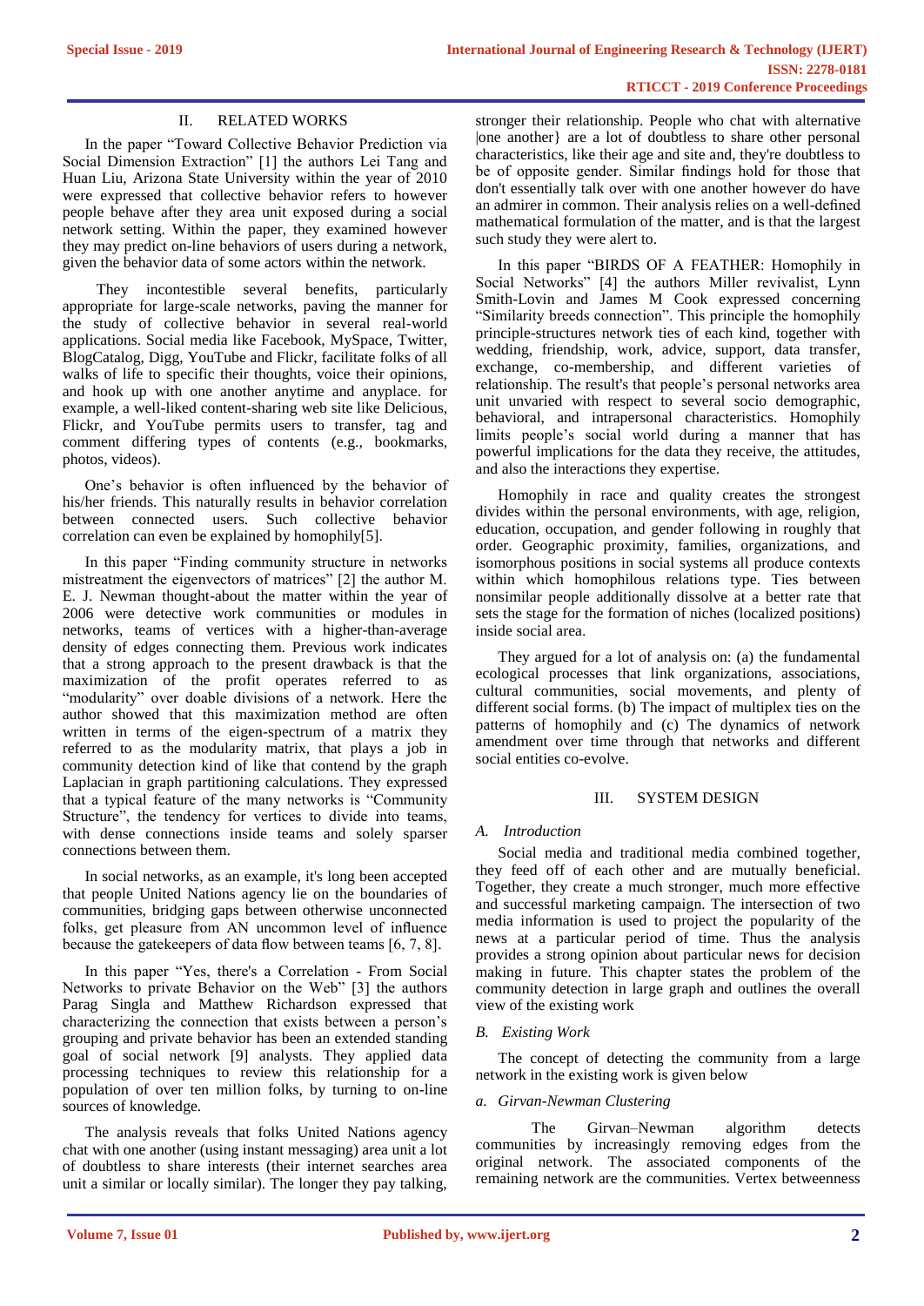## II. RELATED WORKS

In the paper "Toward Collective Behavior Prediction via Social Dimension Extraction" [1] the authors Lei Tang and Huan Liu, Arizona State University within the year of 2010 were expressed that collective behavior refers to however people behave after they area unit exposed during a social network setting. Within the paper, they examined however they may predict on-line behaviors of users during a network, given the behavior data of some actors within the network.

They incontestible several benefits, particularly appropriate for large-scale networks, paving the manner for the study of collective behavior in several real-world applications. Social media like Facebook, MySpace, Twitter, BlogCatalog, Digg, YouTube and Flickr, facilitate folks of all walks of life to specific their thoughts, voice their opinions, and hook up with one another anytime and anyplace. for example, a well-liked content-sharing web site like Delicious, Flickr, and YouTube permits users to transfer, tag and comment differing types of contents (e.g., bookmarks, photos, videos).

One's behavior is often influenced by the behavior of his/her friends. This naturally results in behavior correlation between connected users. Such collective behavior correlation can even be explained by homophily[5].

In this paper "Finding community structure in networks mistreatment the eigenvectors of matrices" [2] the author M. E. J. Newman thought-about the matter within the year of 2006 were detective work communities or modules in networks, teams of vertices with a higher-than-average density of edges connecting them. Previous work indicates that a strong approach to the present drawback is that the maximization of the profit operates referred to as "modularity" over doable divisions of a network. Here the author showed that this maximization method are often written in terms of the eigen-spectrum of a matrix they referred to as the modularity matrix, that plays a job in community detection kind of like that contend by the graph Laplacian in graph partitioning calculations. They expressed that a typical feature of the many networks is "Community Structure", the tendency for vertices to divide into teams, with dense connections inside teams and solely sparser connections between them.

In social networks, as an example, it's long been accepted that people United Nations agency lie on the boundaries of communities, bridging gaps between otherwise unconnected folks, get pleasure from AN uncommon level of influence because the gatekeepers of data flow between teams [6, 7, 8].

In this paper "Yes, there's a Correlation - From Social Networks to private Behavior on the Web" [3] the authors Parag Singla and Matthew Richardson expressed that characterizing the connection that exists between a person's grouping and private behavior has been an extended standing goal of social network [9] analysts. They applied data processing techniques to review this relationship for a population of over ten million folks, by turning to on-line sources of knowledge.

The analysis reveals that folks United Nations agency chat with one another (using instant messaging) area unit a lot of doubtless to share interests (their internet searches area unit a similar or locally similar). The longer they pay talking, stronger their relationship. People who chat with alternative |one another} are a lot of doubtless to share other personal characteristics, like their age and site and, they're doubtless to be of opposite gender. Similar findings hold for those that don't essentially talk over with one another however do have an admirer in common. Their analysis relies on a well-defined mathematical formulation of the matter, and is that the largest such study they were alert to.

In this paper "BIRDS OF A FEATHER: Homophily in Social Networks" [4] the authors Miller revivalist, Lynn Smith-Lovin and James M Cook expressed concerning "Similarity breeds connection". This principle the homophily principle-structures network ties of each kind, together with wedding, friendship, work, advice, support, data transfer, exchange, co-membership, and different varieties of relationship. The result's that people's personal networks area unit unvaried with respect to several socio demographic, behavioral, and intrapersonal characteristics. Homophily limits people's social world during a manner that has powerful implications for the data they receive, the attitudes, and also the interactions they expertise.

Homophily in race and quality creates the strongest divides within the personal environments, with age, religion, education, occupation, and gender following in roughly that order. Geographic proximity, families, organizations, and isomorphous positions in social systems all produce contexts within which homophilous relations type. Ties between nonsimilar people additionally dissolve at a better rate that sets the stage for the formation of niches (localized positions) inside social area.

They argued for a lot of analysis on: (a) the fundamental ecological processes that link organizations, associations, cultural communities, social movements, and plenty of different social forms. (b) The impact of multiplex ties on the patterns of homophily and (c) The dynamics of network amendment over time through that networks and different social entities co-evolve.

## III. SYSTEM DESIGN

### *A. Introduction*

Social media and traditional media combined together, they feed off of each other and are mutually beneficial. Together, they create a much stronger, much more effective and successful marketing campaign. The intersection of two media information is used to project the popularity of the news at a particular period of time. Thus the analysis provides a strong opinion about particular news for decision making in future. This chapter states the problem of the community detection in large graph and outlines the overall view of the existing work

### *B. Existing Work*

The concept of detecting the community from a large network in the existing work is given below

#### *a. Girvan-Newman Clustering*

The Girvan–Newman algorithm detects communities by increasingly removing edges from the original network. The associated components of the remaining network are the communities. Vertex betweenness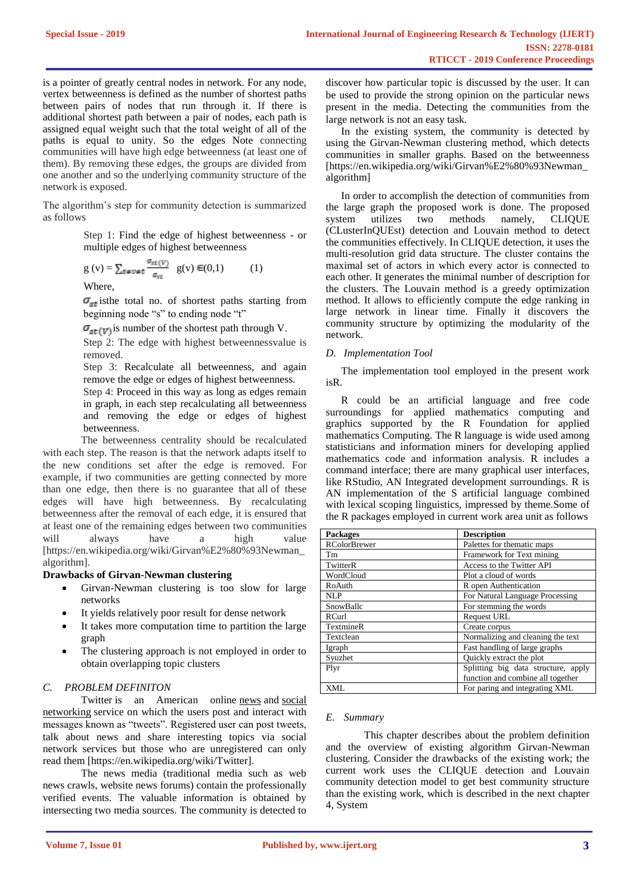is a pointer of greatly central nodes in network. For any node, vertex betweenness is defined as the number of shortest paths between pairs of nodes that run through it. If there is additional shortest path between a pair of nodes, each path is assigned equal weight such that the total weight of all of the paths is equal to unity. So the edges Note connecting communities will have high edge betweenness (at least one of them). By removing these edges, the groups are divided from one another and so the underlying community structure of the network is exposed.

The algorithm's step for community detection is summarized as follows

Step 1: Find the edge of highest betweenness - or multiple edges of highest betweenness

$$g(v) = \sum_{s \neq v \neq t} \frac{\sigma_{st}(V)}{\sigma_{st}} \quad g(v) \in (0,1) \qquad (1)$$

Where,

$\sigma_{st}$ isthe total no. of shortest paths starting from beginning node "s" to ending node "t"

$\sigma_{st}(V)$ is number of the shortest path through V.

Step 2: The edge with highest betweennessvalue is removed.

Step 3: Recalculate all betweenness, and again remove the edge or edges of highest betweenness.

Step 4: Proceed in this way as long as edges remain in graph, in each step recalculating all betweenness and removing the edge or edges of highest betweenness.

The betweenness centrality should be recalculated with each step. The reason is that the network adapts itself to the new conditions set after the edge is removed. For example, if two communities are getting connected by more than one edge, then there is no guarantee that all of these edges will have high betweenness. By recalculating betweenness after the removal of each edge, it is ensured that at least one of the remaining edges between two communities will always have a high value [https://en.wikipedia.org/wiki/Girvan%E2%80%93Newman_algorithm].

**Drawbacks of Girvan-Newman clustering**

- Girvan-Newman clustering is too slow for large networks
- It yields relatively poor result for dense network
- It takes more computation time to partition the large graph
- The clustering approach is not employed in order to obtain overlapping topic clusters

### *C. PROBLEM DEFINITON*

Twitter is an American online news and social networking service on which the users post and interact with messages known as "tweets". Registered user can post tweets, talk about news and share interesting topics via social network services but those who are unregistered can only read them [https://en.wikipedia.org/wiki/Twitter].

The news media (traditional media such as web news crawls, website news forums) contain the professionally verified events. The valuable information is obtained by intersecting two media sources. The community is detected to discover how particular topic is discussed by the user. It can be used to provide the strong opinion on the particular news present in the media. Detecting the communities from the large network is not an easy task.

In the existing system, the community is detected by using the Girvan-Newman clustering method, which detects communities in smaller graphs. Based on the betweenness [https://en.wikipedia.org/wiki/Girvan%E2%80%93Newman_algorithm]

In order to accomplish the detection of communities from the large graph the proposed work is done. The proposed system utilizes two methods namely, CLIQUE (CLusterInQUEst) detection and Louvain method to detect the communities effectively. In CLIQUE detection, it uses the multi-resolution grid data structure. The cluster contains the maximal set of actors in which every actor is connected to each other. It generates the minimal number of description for the clusters. The Louvain method is a greedy optimization method. It allows to efficiently compute the edge ranking in large network in linear time. Finally it discovers the community structure by optimizing the modularity of the network.

### *D. Implementation Tool*

The implementation tool employed in the present work isR.

R could be an artificial language and free code surroundings for applied mathematics computing and graphics supported by the R Foundation for applied mathematics Computing. The R language is wide used among statisticians and information miners for developing applied mathematics code and information analysis. R includes a command interface; there are many graphical user interfaces, like RStudio, AN Integrated development surroundings. R is AN implementation of the S artificial language combined with lexical scoping linguistics, impressed by theme.Some of the R packages employed in current work area unit as follows

| Packages | Description |
|---|---|
| RColorBrewer | Palettes for thematic maps |
| Tm | Framework for Text mining |
| TwitterR | Access to the Twitter API |
| WordCloud | Plot a cloud of words |
| RoAuth | R open Authentication |
| NLP | For Natural Language Processing |
| SnowBallc | For stemming the words |
| RCurl | Request URL |
| TextmineR | Create corpus |
| Textclean | Normalizing and cleaning the text |
| Igraph | Fast handling of large graphs |
| Syuzhet | Quickly extract the plot |
| Plyr | Splitting big data structure, apply function and combine all together |
| XML | For paring and integrating XML |

### *E. Summary*

This chapter describes about the problem definition and the overview of existing algorithm Girvan-Newman clustering. Consider the drawbacks of the existing work; the current work uses the CLIQUE detection and Louvain community detection model to get best community structure than the existing work, which is described in the next chapter 4, System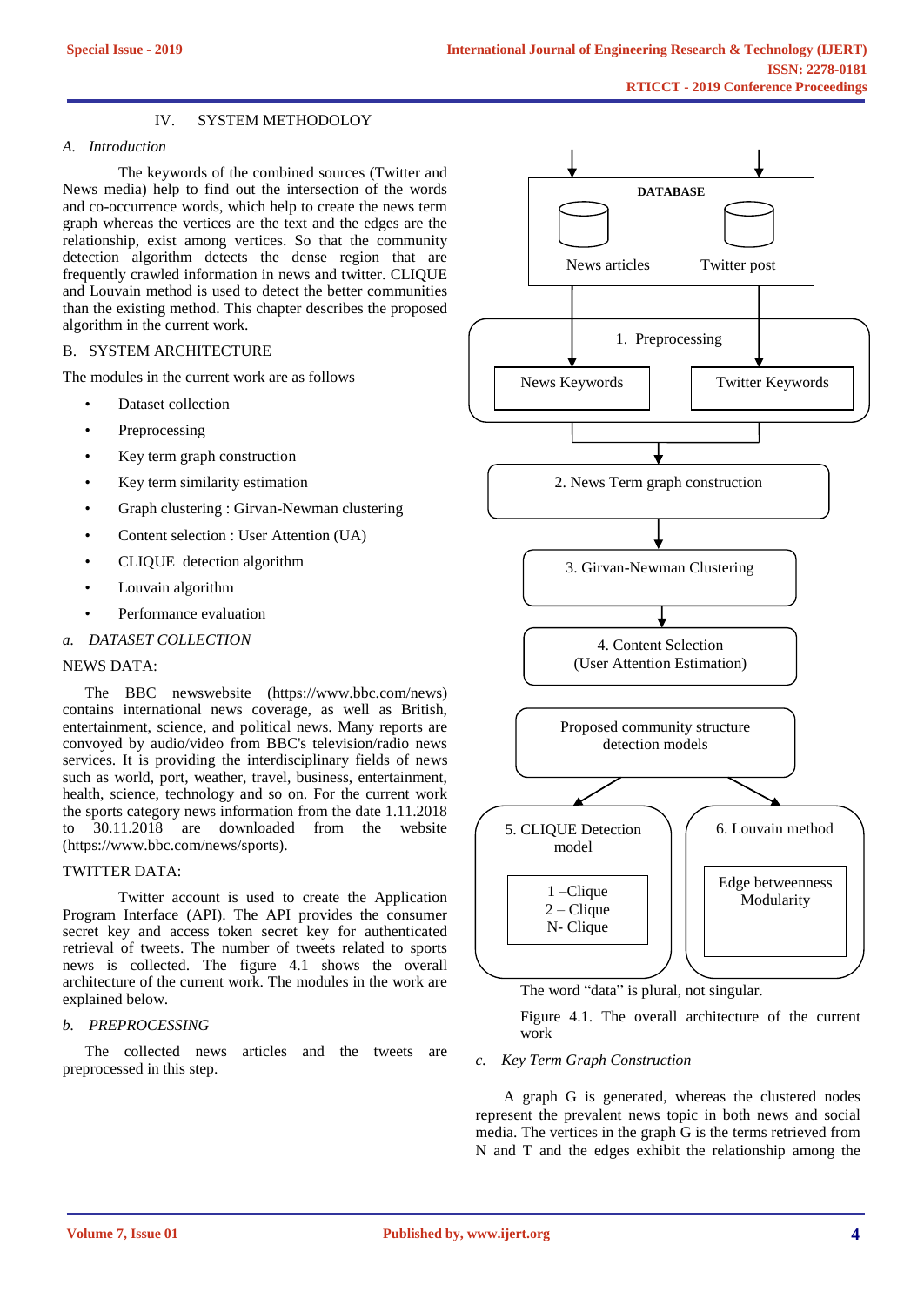## IV. SYSTEM METHODOLOY

### A. *Introduction*

The keywords of the combined sources (Twitter and News media) help to find out the intersection of the words and co-occurrence words, which help to create the news term graph whereas the vertices are the text and the edges are the relationship, exist among vertices. So that the community detection algorithm detects the dense region that are frequently crawled information in news and twitter. CLIQUE and Louvain method is used to detect the better communities than the existing method. This chapter describes the proposed algorithm in the current work.

### B. SYSTEM ARCHITECTURE

The modules in the current work are as follows

- Dataset collection
- Preprocessing
- Key term graph construction
- Key term similarity estimation
- Graph clustering : Girvan-Newman clustering
- Content selection : User Attention (UA)
- CLIQUE detection algorithm
- Louvain algorithm
- Performance evaluation

#### a. *DATASET COLLECTION*

NEWS DATA:

The BBC newswebsite (https://www.bbc.com/news) contains international news coverage, as well as British, entertainment, science, and political news. Many reports are convoyed by audio/video from BBC's television/radio news services. It is providing the interdisciplinary fields of news such as world, port, weather, travel, business, entertainment, health, science, technology and so on. For the current work the sports category news information from the date 1.11.2018 to 30.11.2018 are downloaded from the website (https://www.bbc.com/news/sports).

TWITTER DATA:

Twitter account is used to create the Application Program Interface (API). The API provides the consumer secret key and access token secret key for authenticated retrieval of tweets. The number of tweets related to sports news is collected. The figure 4.1 shows the overall architecture of the current work. The modules in the work are explained below.

#### b. *PREPROCESSING*

The collected news articles and the tweets are preprocessed in this step.

DATABASE: News articles, Twitter post

1. Preprocessing: News Keywords, Twitter Keywords

2. News Term graph construction

3. Girvan-Newman Clustering

4. Content Selection (User Attention Estimation)

Proposed community structure detection models

5. CLIQUE Detection model: 1 –Clique, 2 – Clique, N- Clique

6. Louvain method: Edge betweenness, Modularity

The word "data" is plural, not singular.

Figure 4.1. The overall architecture of the current work

#### c. *Key Term Graph Construction*

A graph G is generated, whereas the clustered nodes represent the prevalent news topic in both news and social media. The vertices in the graph G is the terms retrieved from N and T and the edges exhibit the relationship among the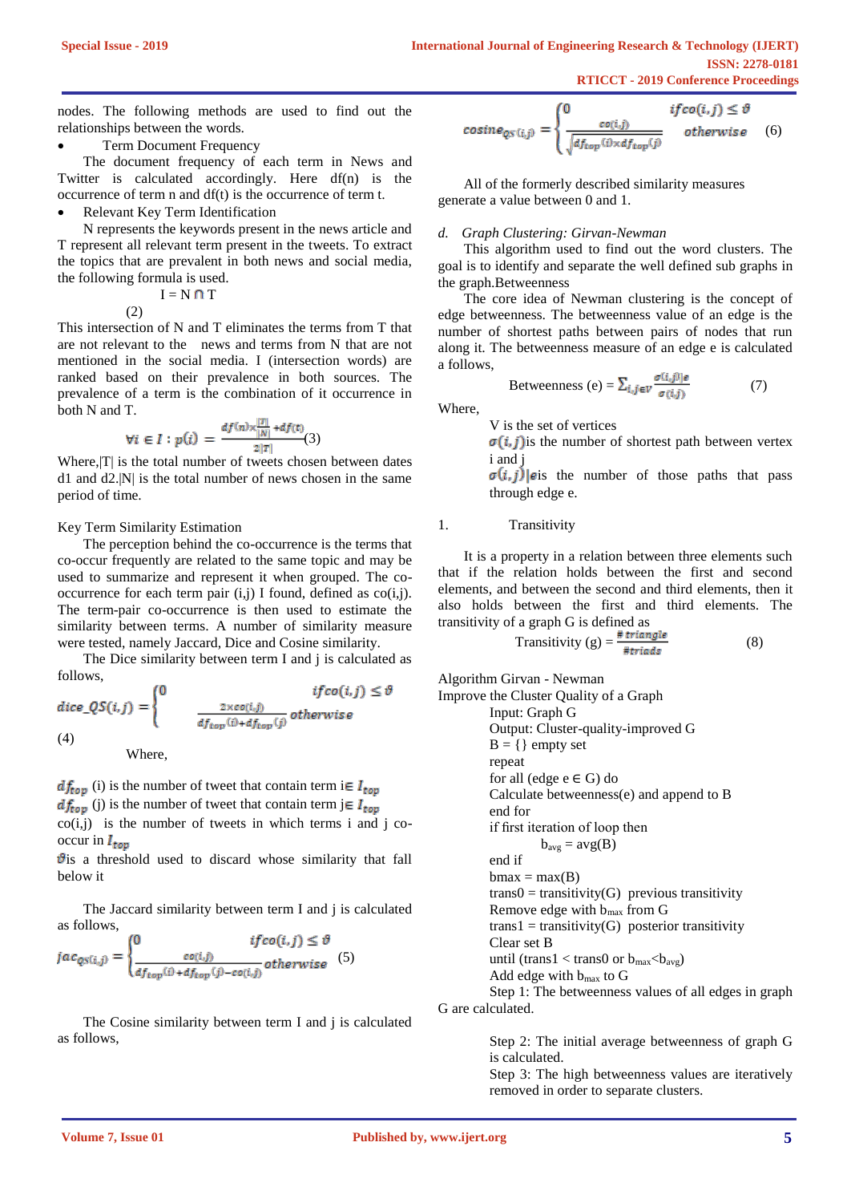nodes. The following methods are used to find out the relationships between the words.

- Term Document Frequency

The document frequency of each term in News and Twitter is calculated accordingly. Here df(n) is the occurrence of term n and df(t) is the occurrence of term t.

- Relevant Key Term Identification

N represents the keywords present in the news article and T represent all relevant term present in the tweets. To extract the topics that are prevalent in both news and social media, the following formula is used.

$$I = N \cap T \qquad (2)$$

This intersection of N and T eliminates the terms from T that are not relevant to the news and terms from N that are not mentioned in the social media. I (intersection words) are ranked based on their prevalence in both sources. The prevalence of a term is the combination of it occurrence in both N and T.

$$\forall i \in I : p(i) = \frac{df(n) \times \frac{|T|}{|N|} + df(t)}{2|T|} \qquad (3)$$

Where,|T| is the total number of tweets chosen between dates d1 and d2.|N| is the total number of news chosen in the same period of time.

Key Term Similarity Estimation

The perception behind the co-occurrence is the terms that co-occur frequently are related to the same topic and may be used to summarize and represent it when grouped. The co-occurrence for each term pair (i,j) I found, defined as co(i,j). The term-pair co-occurrence is then used to estimate the similarity between terms. A number of similarity measure were tested, namely Jaccard, Dice and Cosine similarity.

The Dice similarity between term I and j is calculated as follows,

$$dice\_QS(i,j) = \begin{cases} 0 & if\, co(i,j) \leq \vartheta \\ \frac{2 \times co(i,j)}{df_{top}(i) + df_{top}(j)} & otherwise \end{cases} \qquad (4)$$

Where,

$df_{top}$ (i) is the number of tweet that contain term i $\in I_{top}$

$df_{top}$ (j) is the number of tweet that contain term j $\in I_{top}$

co(i,j) is the number of tweets in which terms i and j co-occur in $I_{top}$

$\vartheta$ is a threshold used to discard whose similarity that fall below it

The Jaccard similarity between term I and j is calculated as follows,

$$jac_{QS(i,j)} = \begin{cases} 0 & if\, co(i,j) \leq \vartheta \\ \frac{co(i,j)}{df_{top}(i) + df_{top}(j) - co(i,j)} & otherwise \end{cases} \qquad (5)$$

The Cosine similarity between term I and j is calculated as follows,

$$cosine_{QS(i,j)} = \begin{cases} 0 & if\, co(i,j) \leq \vartheta \\ \frac{co(i,j)}{\sqrt{df_{top}(i) \times df_{top}(j)}} & otherwise \end{cases} \qquad (6)$$

All of the formerly described similarity measures generate a value between 0 and 1.

*d. Graph Clustering: Girvan-Newman*

This algorithm used to find out the word clusters. The goal is to identify and separate the well defined sub graphs in the graph.Betweenness

The core idea of Newman clustering is the concept of edge betweenness. The betweenness value of an edge is the number of shortest paths between pairs of nodes that run along it. The betweenness measure of an edge e is calculated a follows,

$$\text{Betweenness (e)} = \sum_{i,j \in V} \frac{\sigma(i,j)|e}{\sigma(i,j)} \qquad (7)$$

Where,

V is the set of vertices

$\sigma(i,j)$ is the number of shortest path between vertex i and j

$\sigma(i,j)|e$ is the number of those paths that pass through edge e.

1. Transitivity

It is a property in a relation between three elements such that if the relation holds between the first and second elements, and between the second and third elements, then it also holds between the first and third elements. The transitivity of a graph G is defined as

$$\text{Transitivity (g)} = \frac{\#\,triangle}{\#\,triads} \qquad (8)$$

Algorithm Girvan - Newman

Improve the Cluster Quality of a Graph

Input: Graph G
Output: Cluster-quality-improved G
B = {} empty set
repeat
for all (edge e ∈ G) do
Calculate betweenness(e) and append to B
end for
if first iteration of loop then
&nbsp;&nbsp;&nbsp;&nbsp;$b_{avg}$ = avg(B)
end if
bmax = max(B)
trans0 = transitivity(G) previous transitivity
Remove edge with $b_{max}$ from G
trans1 = transitivity(G) posterior transitivity
Clear set B
until (trans1 < trans0 or $b_{max}$<$b_{avg}$)
Add edge with $b_{max}$ to G

Step 1: The betweenness values of all edges in graph G are calculated.

Step 2: The initial average betweenness of graph G is calculated.

Step 3: The high betweenness values are iteratively removed in order to separate clusters.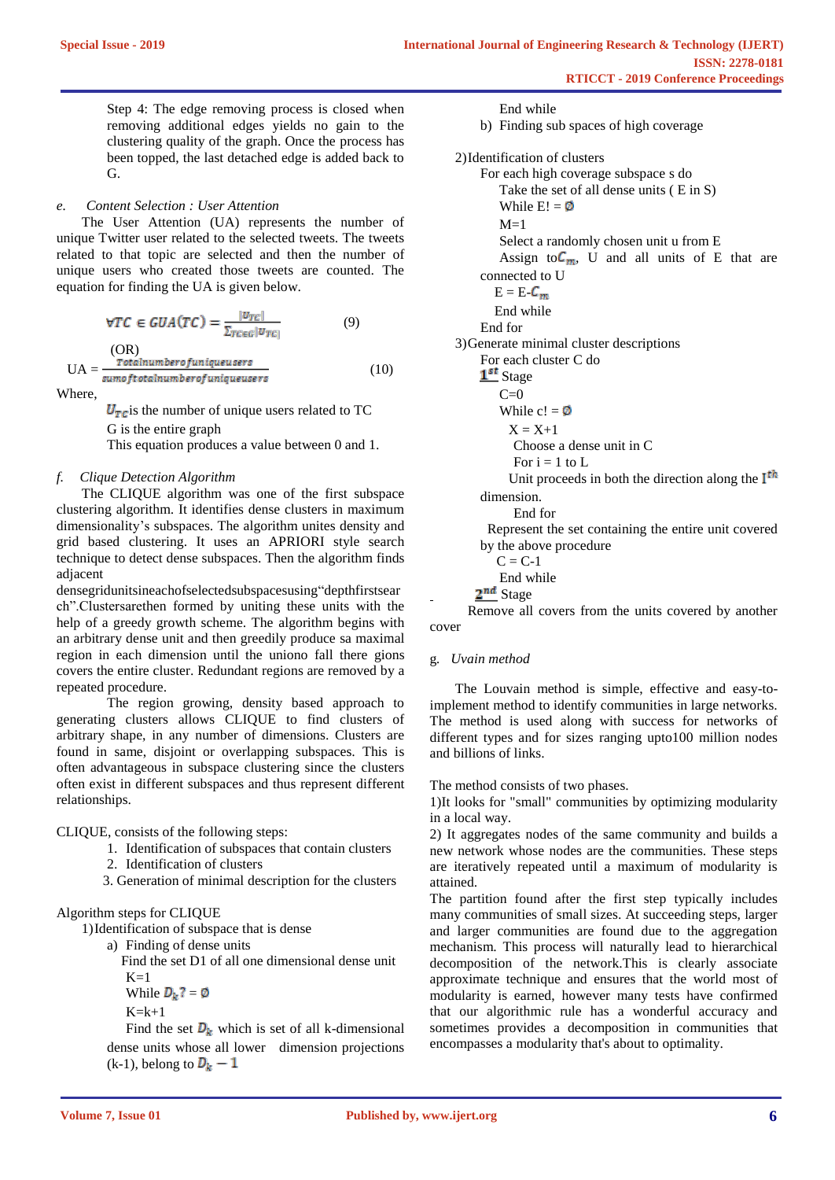Step 4: The edge removing process is closed when removing additional edges yields no gain to the clustering quality of the graph. Once the process has been topped, the last detached edge is added back to G.

### e. *Content Selection : User Attention*

The User Attention (UA) represents the number of unique Twitter user related to the selected tweets. The tweets related to that topic are selected and then the number of unique users who created those tweets are counted. The equation for finding the UA is given below.

$$\forall TC \in GUA(TC) = \frac{|U_{TC}|}{\sum_{TC \in G}|U_{TC}|} \quad (9)$$

(OR)

$$UA = \frac{Totalnumberofuniqueusers}{sumoftotalnumberofuniqueusers} \quad (10)$$

Where,

$U_{TC}$ is the number of unique users related to TC

G is the entire graph

This equation produces a value between 0 and 1.

### f. *Clique Detection Algorithm*

The CLIQUE algorithm was one of the first subspace clustering algorithm. It identifies dense clusters in maximum dimensionality's subspaces. The algorithm unites density and grid based clustering. It uses an APRIORI style search technique to detect dense subspaces. Then the algorithm finds adjacent densegridunitsineachofselectedsubspacesusing"depthfirstsearch".Clustersarethen formed by uniting these units with the help of a greedy growth scheme. The algorithm begins with an arbitrary dense unit and then greedily produce sa maximal region in each dimension until the uniono fall there gions covers the entire cluster. Redundant regions are removed by a repeated procedure.

The region growing, density based approach to generating clusters allows CLIQUE to find clusters of arbitrary shape, in any number of dimensions. Clusters are found in same, disjoint or overlapping subspaces. This is often advantageous in subspace clustering since the clusters often exist in different subspaces and thus represent different relationships.

CLIQUE, consists of the following steps:

1. Identification of subspaces that contain clusters
2. Identification of clusters
3. Generation of minimal description for the clusters

Algorithm steps for CLIQUE

1) Identification of subspace that is dense

a) Finding of dense units

Find the set D1 of all one dimensional dense unit

K=1

While $D_k$? = Ø

K=k+1

Find the set $D_k$ which is set of all k-dimensional dense units whose all lower dimension projections (k-1), belong to $D_k - 1$

End while

b) Finding sub spaces of high coverage

2) Identification of clusters

For each high coverage subspace s do

Take the set of all dense units ( E in S)

While E! = Ø

M=1

Select a randomly chosen unit u from E

Assign to $C_m$, U and all units of E that are connected to U

E = E-$C_m$

End while

End for

3) Generate minimal cluster descriptions

For each cluster C do

$1^{st}$ Stage

C=0

While c! = Ø

X = X+1

Choose a dense unit in C

For i = 1 to L

Unit proceeds in both the direction along the $I^{th}$ dimension.

End for

Represent the set containing the entire unit covered by the above procedure

C = C-1

End while

$2^{nd}$ Stage

Remove all covers from the units covered by another cover

### g. *Uvain method*

The Louvain method is simple, effective and easy-to-implement method to identify communities in large networks. The method is used along with success for networks of different types and for sizes ranging upto100 million nodes and billions of links.

The method consists of two phases.

1)It looks for "small" communities by optimizing modularity in a local way.

2) It aggregates nodes of the same community and builds a new network whose nodes are the communities. These steps are iteratively repeated until a maximum of modularity is attained.

The partition found after the first step typically includes many communities of small sizes. At succeeding steps, larger and larger communities are found due to the aggregation mechanism. This process will naturally lead to hierarchical decomposition of the network.This is clearly associate approximate technique and ensures that the world most of modularity is earned, however many tests have confirmed that our algorithmic rule has a wonderful accuracy and sometimes provides a decomposition in communities that encompasses a modularity that's about to optimality.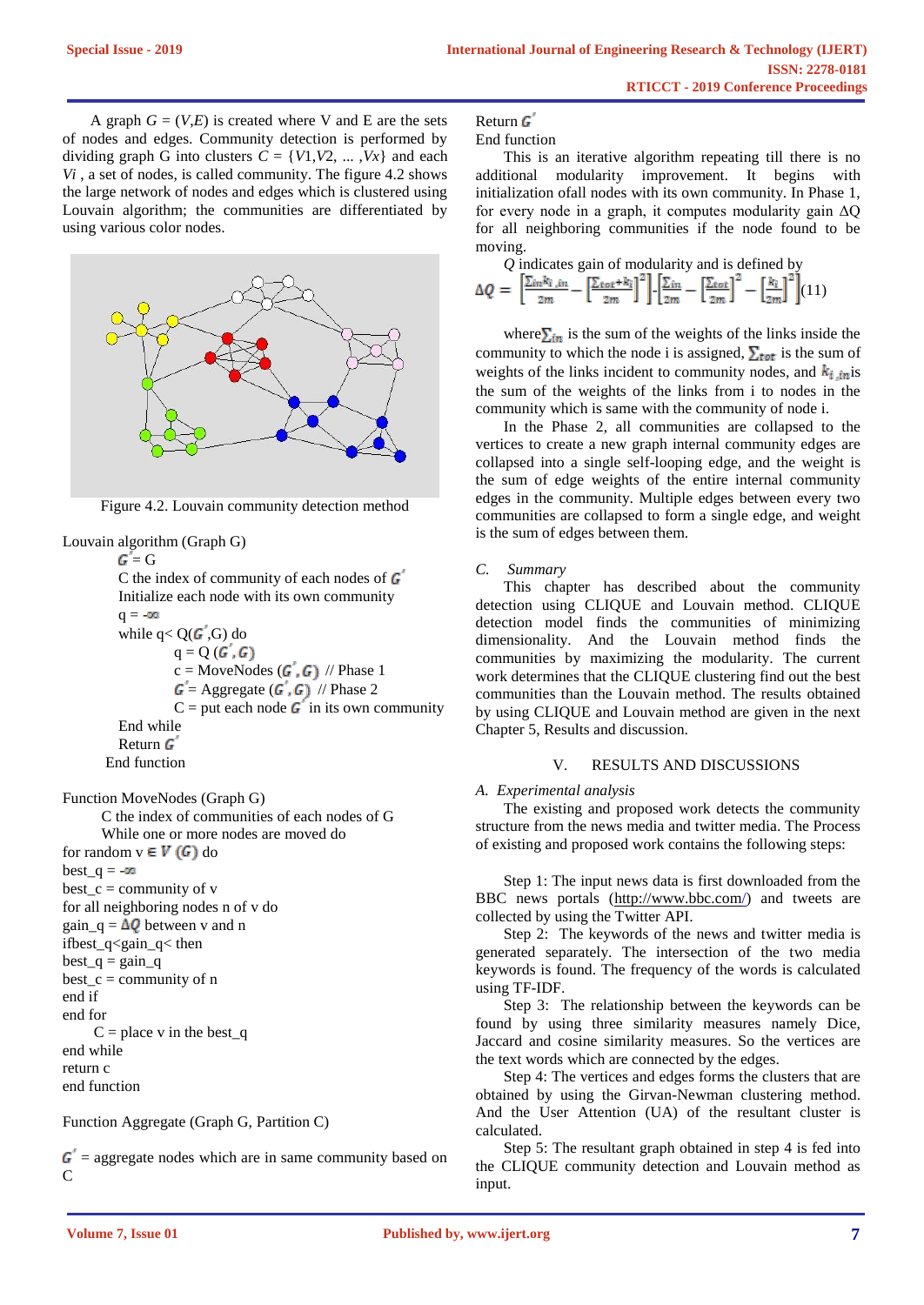A graph $G = (V,E)$ is created where V and E are the sets of nodes and edges. Community detection is performed by dividing graph G into clusters $C = \{V1,V2, \ldots ,Vx\}$ and each $Vi$ , a set of nodes, is called community. The figure 4.2 shows the large network of nodes and edges which is clustered using Louvain algorithm; the communities are differentiated by using various color nodes.

Figure 4.2. Louvain community detection method

```
Louvain algorithm (Graph G)
    G' = G
    C the index of community of each nodes of G'
    Initialize each node with its own community
    q = -∞
    while q< Q(G',G) do
        q = Q (G',G)
        c = MoveNodes (G',G) // Phase 1
        G'= Aggregate (G',G) // Phase 2
        C = put each node G' in its own community
    End while
    Return G'
  End function

Function MoveNodes (Graph G)
    C the index of communities of each nodes of G
    While one or more nodes are moved do
for random v ∈ V (G) do
best_q = -∞
best_c = community of v
for all neighboring nodes n of v do
gain_q = ΔQ between v and n
ifbest_q<gain_q< then
best_q = gain_q
best_c = community of n
end if
end for
    C = place v in the best_q
end while
return c
end function

Function Aggregate (Graph G, Partition C)

G' = aggregate nodes which are in same community based on C
Return G'
End Function
```

This is an iterative algorithm repeating till there is no additional modularity improvement. It begins with initialization ofall nodes with its own community. In Phase 1, for every node in a graph, it computes modularity gain ΔQ for all neighboring communities if the node found to be moving.

$Q$ indicates gain of modularity and is defined by

$$\Delta Q = \left[\frac{\sum in k_{i,in}}{2m} - \left[\frac{\sum tot + k_i}{2m}\right]^2\right] - \left[\frac{\sum in}{2m} - \left[\frac{\sum tot}{2m}\right]^2 - \left[\frac{k_i}{2m}\right]^2\right] \quad (11)$$

where $\sum_{in}$ is the sum of the weights of the links inside the community to which the node i is assigned, $\sum_{tot}$ is the sum of weights of the links incident to community nodes, and $k_{i,in}$ is the sum of the weights of the links from i to nodes in the community which is same with the community of node i.

In the Phase 2, all communities are collapsed to the vertices to create a new graph internal community edges are collapsed into a single self-looping edge, and the weight is the sum of edge weights of the entire internal community edges in the community. Multiple edges between every two communities are collapsed to form a single edge, and weight is the sum of edges between them.

### *C. Summary*

This chapter has described about the community detection using CLIQUE and Louvain method. CLIQUE detection model finds the communities of minimizing dimensionality. And the Louvain method finds the communities by maximizing the modularity. The current work determines that the CLIQUE clustering find out the best communities than the Louvain method. The results obtained by using CLIQUE and Louvain method are given in the next Chapter 5, Results and discussion.

## V. RESULTS AND DISCUSSIONS

### *A. Experimental analysis*

The existing and proposed work detects the community structure from the news media and twitter media. The Process of existing and proposed work contains the following steps:

Step 1: The input news data is first downloaded from the BBC news portals (http://www.bbc.com/) and tweets are collected by using the Twitter API.

Step 2: The keywords of the news and twitter media is generated separately. The intersection of the two media keywords is found. The frequency of the words is calculated using TF-IDF.

Step 3: The relationship between the keywords can be found by using three similarity measures namely Dice, Jaccard and cosine similarity measures. So the vertices are the text words which are connected by the edges.

Step 4: The vertices and edges forms the clusters that are obtained by using the Girvan-Newman clustering method. And the User Attention (UA) of the resultant cluster is calculated.

Step 5: The resultant graph obtained in step 4 is fed into the CLIQUE community detection and Louvain method as input.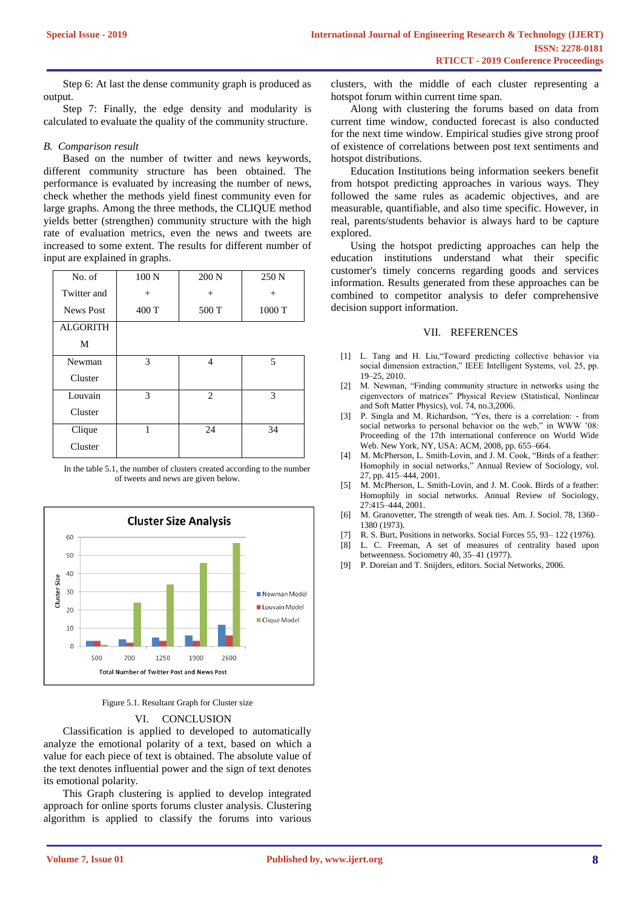Step 6: At last the dense community graph is produced as output.

Step 7: Finally, the edge density and modularity is calculated to evaluate the quality of the community structure.

### B. Comparison result

Based on the number of twitter and news keywords, different community structure has been obtained. The performance is evaluated by increasing the number of news, check whether the methods yield finest community even for large graphs. Among the three methods, the CLIQUE method yields better (strengthen) community structure with the high rate of evaluation metrics, even the news and tweets are increased to some extent. The results for different number of input are explained in graphs.

| No. of Twitter and News Post | 100 N + 400 T | 200 N + 500 T | 250 N + 1000 T |
|---|---|---|---|
| ALGORITHM | | | |
| Newman Cluster | 3 | 4 | 5 |
| Louvain Cluster | 3 | 2 | 3 |
| Clique Cluster | 1 | 24 | 34 |

In the table 5.1, the number of clusters created according to the number of tweets and news are given below.

Cluster Size Analysis

Cluster Size

60
50
40
30
20
10
0

500
700
1250
1900
2600

Total Number of Twitter Post and News Post

Newman Model
Louvain Model
Clique Model

Figure 5.1. Resultant Graph for Cluster size

## VI. CONCLUSION

Classification is applied to developed to automatically analyze the emotional polarity of a text, based on which a value for each piece of text is obtained. The absolute value of the text denotes influential power and the sign of text denotes its emotional polarity.

This Graph clustering is applied to develop integrated approach for online sports forums cluster analysis. Clustering algorithm is applied to classify the forums into various clusters, with the middle of each cluster representing a hotspot forum within current time span.

Along with clustering the forums based on data from current time window, conducted forecast is also conducted for the next time window. Empirical studies give strong proof of existence of correlations between post text sentiments and hotspot distributions.

Education Institutions being information seekers benefit from hotspot predicting approaches in various ways. They followed the same rules as academic objectives, and are measurable, quantifiable, and also time specific. However, in real, parents/students behavior is always hard to be capture explored.

Using the hotspot predicting approaches can help the education institutions understand what their specific customer's timely concerns regarding goods and services information. Results generated from these approaches can be combined to competitor analysis to defer comprehensive decision support information.

## VII. REFERENCES

[1] L. Tang and H. Liu,"Toward predicting collective behavior via social dimension extraction," IEEE Intelligent Systems, vol. 25, pp. 19–25, 2010.

[2] M. Newman, "Finding community structure in networks using the eigenvectors of matrices" Physical Review (Statistical, Nonlinear and Soft Matter Physics), vol. 74, no.3,2006.

[3] P. Singla and M. Richardson, "Yes, there is a correlation: - from social networks to personal behavior on the web," in WWW '08: Proceeding of the 17th international conference on World Wide Web. New York, NY, USA: ACM, 2008, pp. 655–664.

[4] M. McPherson, L. Smith-Lovin, and J. M. Cook, "Birds of a feather: Homophily in social networks," Annual Review of Sociology, vol. 27, pp. 415–444, 2001.

[5] M. McPherson, L. Smith-Lovin, and J. M. Cook. Birds of a feather: Homophily in social networks. Annual Review of Sociology, 27:415–444, 2001.

[6] M. Granovetter, The strength of weak ties. Am. J. Sociol. 78, 1360–1380 (1973).

[7] R. S. Burt, Positions in networks. Social Forces 55, 93– 122 (1976).

[8] L. C. Freeman, A set of measures of centrality based upon betweenness. Sociometry 40, 35–41 (1977).

[9] P. Doreian and T. Snijders, editors. Social Networks, 2006.